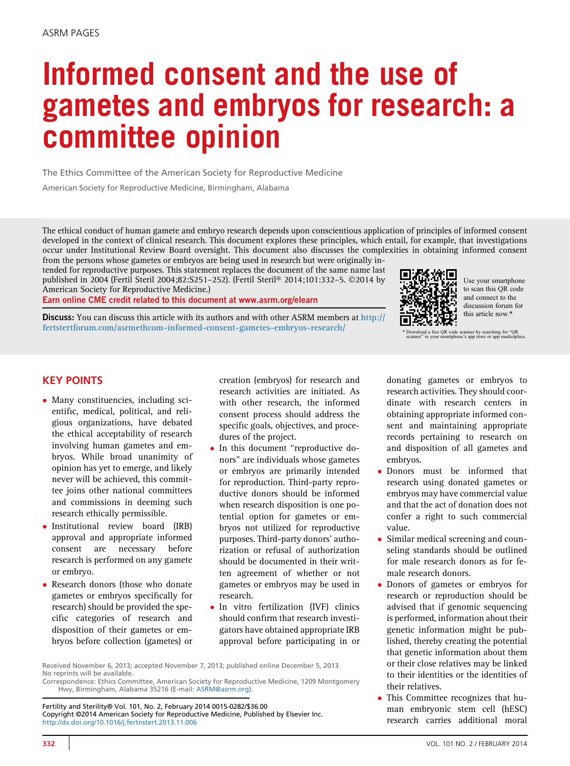# Informed consent and the use of gametes and embryos for research: a committee opinion

The Ethics Committee of the American Society for Reproductive Medicine

American Society for Reproductive Medicine, Birmingham, Alabama

The ethical conduct of human gamete and embryo research depends upon conscientious application of principles of informed consent developed in the context of clinical research. This document explores these principles, which entail, for example, that investigations occur under Institutional Review Board oversight. This document also discusses the complexities in obtaining informed consent from the persons whose gametes or embryos are being used in research but were originally intended for reproductive purposes. This statement replaces the document of the same name last published in 2004 (Fertil Steril 2004;82:S251–252). (Fertil Steril® 2014;101:332–5. ©2014 by American Society for Reproductive Medicine.)

**Earn online CME credit related to this document at www.asrm.org/elearn**

**Discuss:** You can discuss this article with its authors and with other ASRM members at http://fertstertforum.com/asrmethcom-informed-consent-gametes-embryos-research/

Use your smartphone to scan this QR code and connect to the discussion forum for this article now.*

\* Download a free QR code scanner by searching for "QR scanner" in your smartphone's app store or app marketplace.

## KEY POINTS

- Many constituencies, including scientific, medical, political, and religious organizations, have debated the ethical acceptability of research involving human gametes and embryos. While broad unanimity of opinion has yet to emerge, and likely never will be achieved, this committee joins other national committees and commissions in deeming such research ethically permissible.
- Institutional review board (IRB) approval and appropriate informed consent are necessary before research is performed on any gamete or embryo.
- Research donors (those who donate gametes or embryos specifically for research) should be provided the specific categories of research and disposition of their gametes or embryos before collection (gametes) or creation (embryos) for research and research activities are initiated. As with other research, the informed consent process should address the specific goals, objectives, and procedures of the project.
- In this document "reproductive donors" are individuals whose gametes or embryos are primarily intended for reproduction. Third-party reproductive donors should be informed when research disposition is one potential option for gametes or embryos not utilized for reproductive purposes. Third-party donors' authorization or refusal of authorization should be documented in their written agreement of whether or not gametes or embryos may be used in research.
- In vitro fertilization (IVF) clinics should confirm that research investigators have obtained appropriate IRB approval before participating in or donating gametes or embryos to research activities. They should coordinate with research centers in obtaining appropriate informed consent and maintaining appropriate records pertaining to research on and disposition of all gametes and embryos.
- Donors must be informed that research using donated gametes or embryos may have commercial value and that the act of donation does not confer a right to such commercial value.
- Similar medical screening and counseling standards should be outlined for male research donors as for female research donors.
- Donors of gametes or embryos for research or reproduction should be advised that if genomic sequencing is performed, information about their genetic information might be published, thereby creating the potential that genetic information about them or their close relatives may be linked to their identities or the identities of their relatives.
- This Committee recognizes that human embryonic stem cell (hESC) research carries additional moral

Received November 6, 2013; accepted November 7, 2013; published online December 5, 2013.
No reprints will be available.
Correspondence: Ethics Committee, American Society for Reproductive Medicine, 1209 Montgomery Hwy, Birmingham, Alabama 35216 (E-mail: ASRM@asrm.org).

Fertility and Sterility® Vol. 101, No. 2, February 2014 0015-0282/$36.00
Copyright ©2014 American Society for Reproductive Medicine, Published by Elsevier Inc.
http://dx.doi.org/10.1016/j.fertnstert.2013.11.006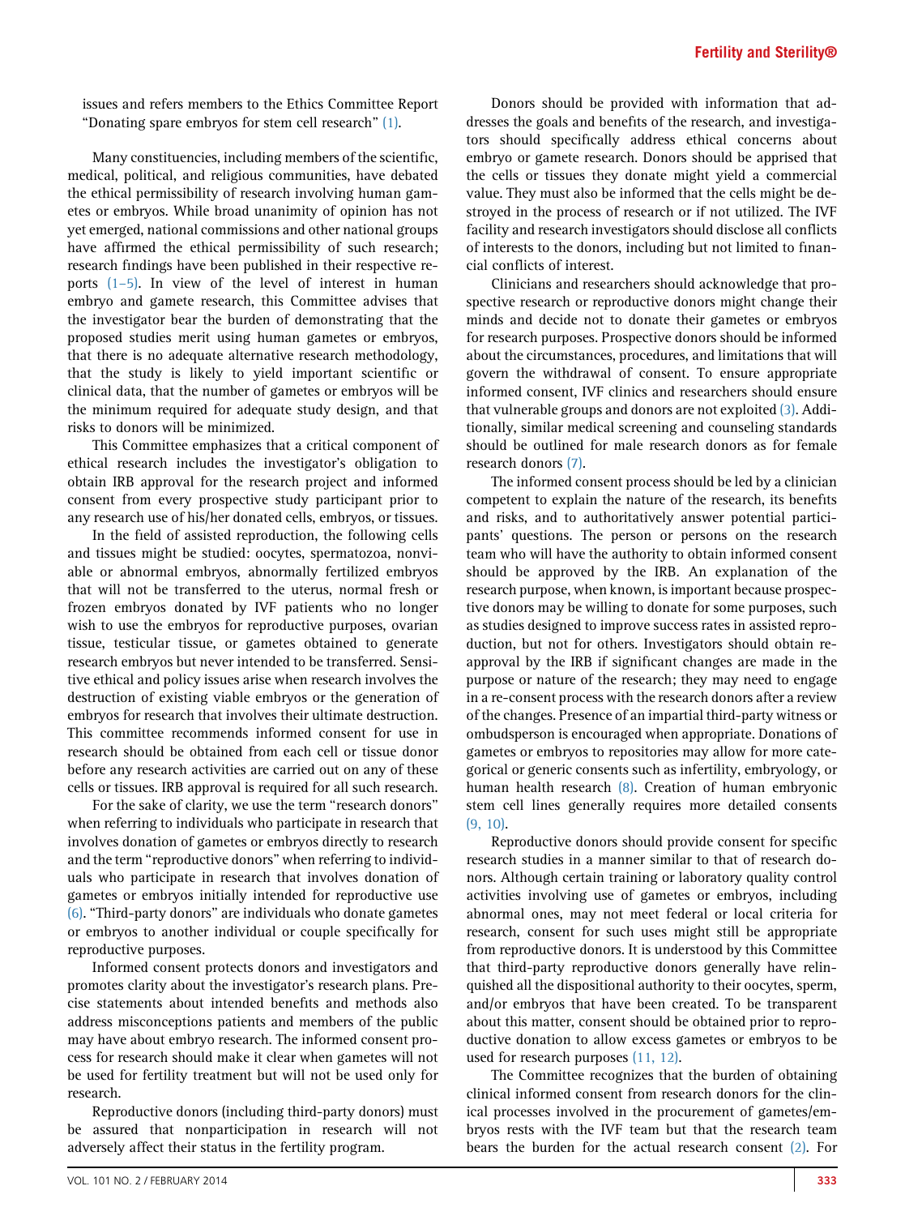issues and refers members to the Ethics Committee Report "Donating spare embryos for stem cell research" (1).

Many constituencies, including members of the scientific, medical, political, and religious communities, have debated the ethical permissibility of research involving human gametes or embryos. While broad unanimity of opinion has not yet emerged, national commissions and other national groups have affirmed the ethical permissibility of such research; research findings have been published in their respective reports (1–5). In view of the level of interest in human embryo and gamete research, this Committee advises that the investigator bear the burden of demonstrating that the proposed studies merit using human gametes or embryos, that there is no adequate alternative research methodology, that the study is likely to yield important scientific or clinical data, that the number of gametes or embryos will be the minimum required for adequate study design, and that risks to donors will be minimized.

This Committee emphasizes that a critical component of ethical research includes the investigator's obligation to obtain IRB approval for the research project and informed consent from every prospective study participant prior to any research use of his/her donated cells, embryos, or tissues.

In the field of assisted reproduction, the following cells and tissues might be studied: oocytes, spermatozoa, nonviable or abnormal embryos, abnormally fertilized embryos that will not be transferred to the uterus, normal fresh or frozen embryos donated by IVF patients who no longer wish to use the embryos for reproductive purposes, ovarian tissue, testicular tissue, or gametes obtained to generate research embryos but never intended to be transferred. Sensitive ethical and policy issues arise when research involves the destruction of existing viable embryos or the generation of embryos for research that involves their ultimate destruction. This committee recommends informed consent for use in research should be obtained from each cell or tissue donor before any research activities are carried out on any of these cells or tissues. IRB approval is required for all such research.

For the sake of clarity, we use the term "research donors" when referring to individuals who participate in research that involves donation of gametes or embryos directly to research and the term "reproductive donors" when referring to individuals who participate in research that involves donation of gametes or embryos initially intended for reproductive use (6). "Third-party donors" are individuals who donate gametes or embryos to another individual or couple specifically for reproductive purposes.

Informed consent protects donors and investigators and promotes clarity about the investigator's research plans. Precise statements about intended benefits and methods also address misconceptions patients and members of the public may have about embryo research. The informed consent process for research should make it clear when gametes will not be used for fertility treatment but will not be used only for research.

Reproductive donors (including third-party donors) must be assured that nonparticipation in research will not adversely affect their status in the fertility program.

Donors should be provided with information that addresses the goals and benefits of the research, and investigators should specifically address ethical concerns about embryo or gamete research. Donors should be apprised that the cells or tissues they donate might yield a commercial value. They must also be informed that the cells might be destroyed in the process of research or if not utilized. The IVF facility and research investigators should disclose all conflicts of interests to the donors, including but not limited to financial conflicts of interest.

Clinicians and researchers should acknowledge that prospective research or reproductive donors might change their minds and decide not to donate their gametes or embryos for research purposes. Prospective donors should be informed about the circumstances, procedures, and limitations that will govern the withdrawal of consent. To ensure appropriate informed consent, IVF clinics and researchers should ensure that vulnerable groups and donors are not exploited (3). Additionally, similar medical screening and counseling standards should be outlined for male research donors as for female research donors (7).

The informed consent process should be led by a clinician competent to explain the nature of the research, its benefits and risks, and to authoritatively answer potential participants' questions. The person or persons on the research team who will have the authority to obtain informed consent should be approved by the IRB. An explanation of the research purpose, when known, is important because prospective donors may be willing to donate for some purposes, such as studies designed to improve success rates in assisted reproduction, but not for others. Investigators should obtain reapproval by the IRB if significant changes are made in the purpose or nature of the research; they may need to engage in a re-consent process with the research donors after a review of the changes. Presence of an impartial third-party witness or ombudsperson is encouraged when appropriate. Donations of gametes or embryos to repositories may allow for more categorical or generic consents such as infertility, embryology, or human health research (8). Creation of human embryonic stem cell lines generally requires more detailed consents (9, 10).

Reproductive donors should provide consent for specific research studies in a manner similar to that of research donors. Although certain training or laboratory quality control activities involving use of gametes or embryos, including abnormal ones, may not meet federal or local criteria for research, consent for such uses might still be appropriate from reproductive donors. It is understood by this Committee that third-party reproductive donors generally have relinquished all the dispositional authority to their oocytes, sperm, and/or embryos that have been created. To be transparent about this matter, consent should be obtained prior to reproductive donation to allow excess gametes or embryos to be used for research purposes (11, 12).

The Committee recognizes that the burden of obtaining clinical informed consent from research donors for the clinical processes involved in the procurement of gametes/embryos rests with the IVF team but that the research team bears the burden for the actual research consent (2). For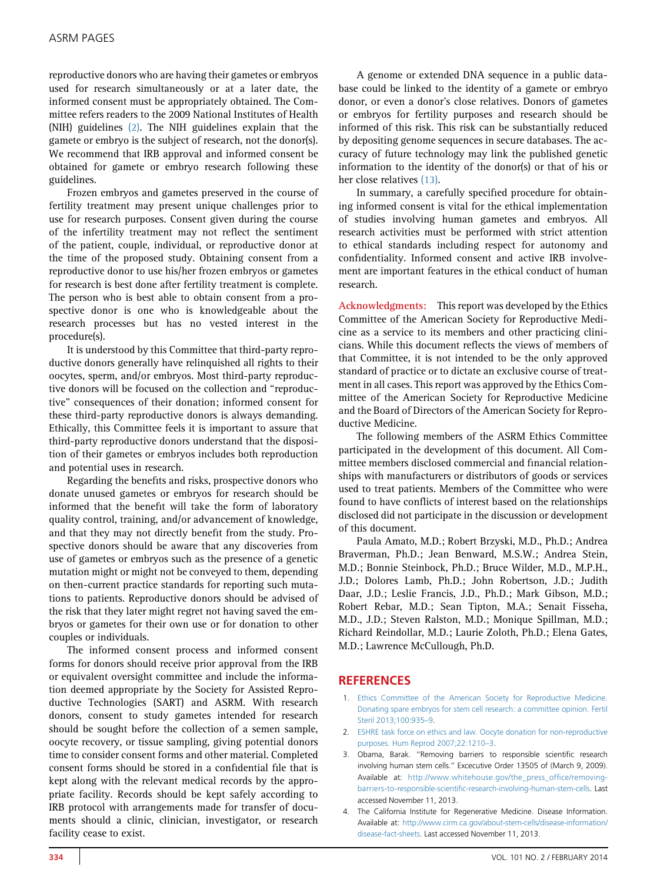reproductive donors who are having their gametes or embryos used for research simultaneously or at a later date, the informed consent must be appropriately obtained. The Committee refers readers to the 2009 National Institutes of Health (NIH) guidelines (2). The NIH guidelines explain that the gamete or embryo is the subject of research, not the donor(s). We recommend that IRB approval and informed consent be obtained for gamete or embryo research following these guidelines.

Frozen embryos and gametes preserved in the course of fertility treatment may present unique challenges prior to use for research purposes. Consent given during the course of the infertility treatment may not reflect the sentiment of the patient, couple, individual, or reproductive donor at the time of the proposed study. Obtaining consent from a reproductive donor to use his/her frozen embryos or gametes for research is best done after fertility treatment is complete. The person who is best able to obtain consent from a prospective donor is one who is knowledgeable about the research processes but has no vested interest in the procedure(s).

It is understood by this Committee that third-party reproductive donors generally have relinquished all rights to their oocytes, sperm, and/or embryos. Most third-party reproductive donors will be focused on the collection and "reproductive" consequences of their donation; informed consent for these third-party reproductive donors is always demanding. Ethically, this Committee feels it is important to assure that third-party reproductive donors understand that the disposition of their gametes or embryos includes both reproduction and potential uses in research.

Regarding the benefits and risks, prospective donors who donate unused gametes or embryos for research should be informed that the benefit will take the form of laboratory quality control, training, and/or advancement of knowledge, and that they may not directly benefit from the study. Prospective donors should be aware that any discoveries from use of gametes or embryos such as the presence of a genetic mutation might or might not be conveyed to them, depending on then-current practice standards for reporting such mutations to patients. Reproductive donors should be advised of the risk that they later might regret not having saved the embryos or gametes for their own use or for donation to other couples or individuals.

The informed consent process and informed consent forms for donors should receive prior approval from the IRB or equivalent oversight committee and include the information deemed appropriate by the Society for Assisted Reproductive Technologies (SART) and ASRM. With research donors, consent to study gametes intended for research should be sought before the collection of a semen sample, oocyte recovery, or tissue sampling, giving potential donors time to consider consent forms and other material. Completed consent forms should be stored in a confidential file that is kept along with the relevant medical records by the appropriate facility. Records should be kept safely according to IRB protocol with arrangements made for transfer of documents should a clinic, clinician, investigator, or research facility cease to exist.

A genome or extended DNA sequence in a public database could be linked to the identity of a gamete or embryo donor, or even a donor's close relatives. Donors of gametes or embryos for fertility purposes and research should be informed of this risk. This risk can be substantially reduced by depositing genome sequences in secure databases. The accuracy of future technology may link the published genetic information to the identity of the donor(s) or that of his or her close relatives (13).

In summary, a carefully specified procedure for obtaining informed consent is vital for the ethical implementation of studies involving human gametes and embryos. All research activities must be performed with strict attention to ethical standards including respect for autonomy and confidentiality. Informed consent and active IRB involvement are important features in the ethical conduct of human research.

**Acknowledgments:** This report was developed by the Ethics Committee of the American Society for Reproductive Medicine as a service to its members and other practicing clinicians. While this document reflects the views of members of that Committee, it is not intended to be the only approved standard of practice or to dictate an exclusive course of treatment in all cases. This report was approved by the Ethics Committee of the American Society for Reproductive Medicine and the Board of Directors of the American Society for Reproductive Medicine.

The following members of the ASRM Ethics Committee participated in the development of this document. All Committee members disclosed commercial and financial relationships with manufacturers or distributors of goods or services used to treat patients. Members of the Committee who were found to have conflicts of interest based on the relationships disclosed did not participate in the discussion or development of this document.

Paula Amato, M.D.; Robert Brzyski, M.D., Ph.D.; Andrea Braverman, Ph.D.; Jean Benward, M.S.W.; Andrea Stein, M.D.; Bonnie Steinbock, Ph.D.; Bruce Wilder, M.D., M.P.H., J.D.; Dolores Lamb, Ph.D.; John Robertson, J.D.; Judith Daar, J.D.; Leslie Francis, J.D., Ph.D.; Mark Gibson, M.D.; Robert Rebar, M.D.; Sean Tipton, M.A.; Senait Fisseha, M.D., J.D.; Steven Ralston, M.D.; Monique Spillman, M.D.; Richard Reindollar, M.D.; Laurie Zoloth, Ph.D.; Elena Gates, M.D.; Lawrence McCullough, Ph.D.

## REFERENCES

1. Ethics Committee of the American Society for Reproductive Medicine. Donating spare embryos for stem cell research: a committee opinion. Fertil Steril 2013;100:935–9.
2. ESHRE task force on ethics and law. Oocyte donation for non-reproductive purposes. Hum Reprod 2007;22:1210–3.
3. Obama, Barak. "Removing barriers to responsible scientific research involving human stem cells." Executive Order 13505 of (March 9, 2009). Available at: http://www.whitehouse.gov/the_press_office/removing-barriers-to-responsible-scientific-research-involving-human-stem-cells. Last accessed November 11, 2013.
4. The California Institute for Regenerative Medicine. Disease Information. Available at: http://www.cirm.ca.gov/about-stem-cells/disease-information/disease-fact-sheets. Last accessed November 11, 2013.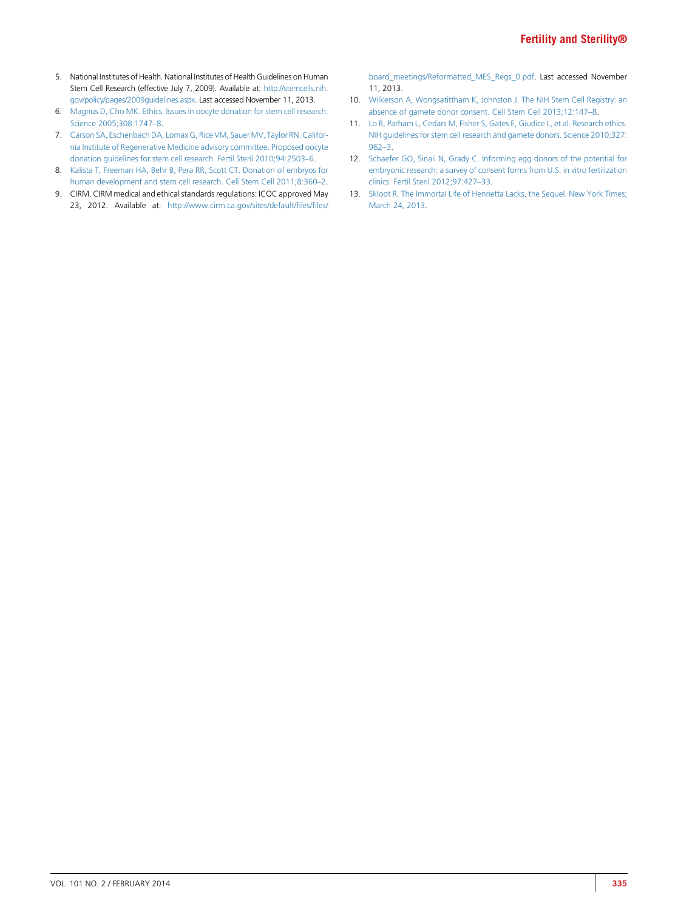5. National Institutes of Health. National Institutes of Health Guidelines on Human Stem Cell Research (effective July 7, 2009). Available at: http://stemcells.nih.gov/policy/pages/2009guidelines.aspx. Last accessed November 11, 2013.
6. Magnus D, Cho MK. Ethics. Issues in oocyte donation for stem cell research. Science 2005;308:1747–8.
7. Carson SA, Eschenbach DA, Lomax G, Rice VM, Sauer MV, Taylor RN. California Institute of Regenerative Medicine advisory committee. Proposed oocyte donation guidelines for stem cell research. Fertil Steril 2010;94:2503–6.
8. Kalista T, Freeman HA, Behr B, Pera RR, Scott CT. Donation of embryos for human development and stem cell research. Cell Stem Cell 2011;8:360–2.
9. CIRM. CIRM medical and ethical standards regulations: ICOC approved May 23, 2012. Available at: http://www.cirm.ca.gov/sites/default/files/files/board_meetings/Reformatted_MES_Regs_0.pdf. Last accessed November 11, 2013.
10. Wilkerson A, Wongsatittham K, Johnston J. The NIH Stem Cell Registry: an absence of gamete donor consent. Cell Stem Cell 2013;12:147–8.
11. Lo B, Parham L, Cedars M, Fisher S, Gates E, Giudice L, et al. Research ethics. NIH guidelines for stem cell research and gamete donors. Science 2010;327:962–3.
12. Schaefer GO, Sinaii N, Grady C. Informing egg donors of the potential for embryonic research: a survey of consent forms from U.S. in vitro fertilization clinics. Fertil Steril 2012;97:427–33.
13. Skloot R. The Immortal Life of Henrietta Lacks, the Sequel. New York Times; March 24, 2013.